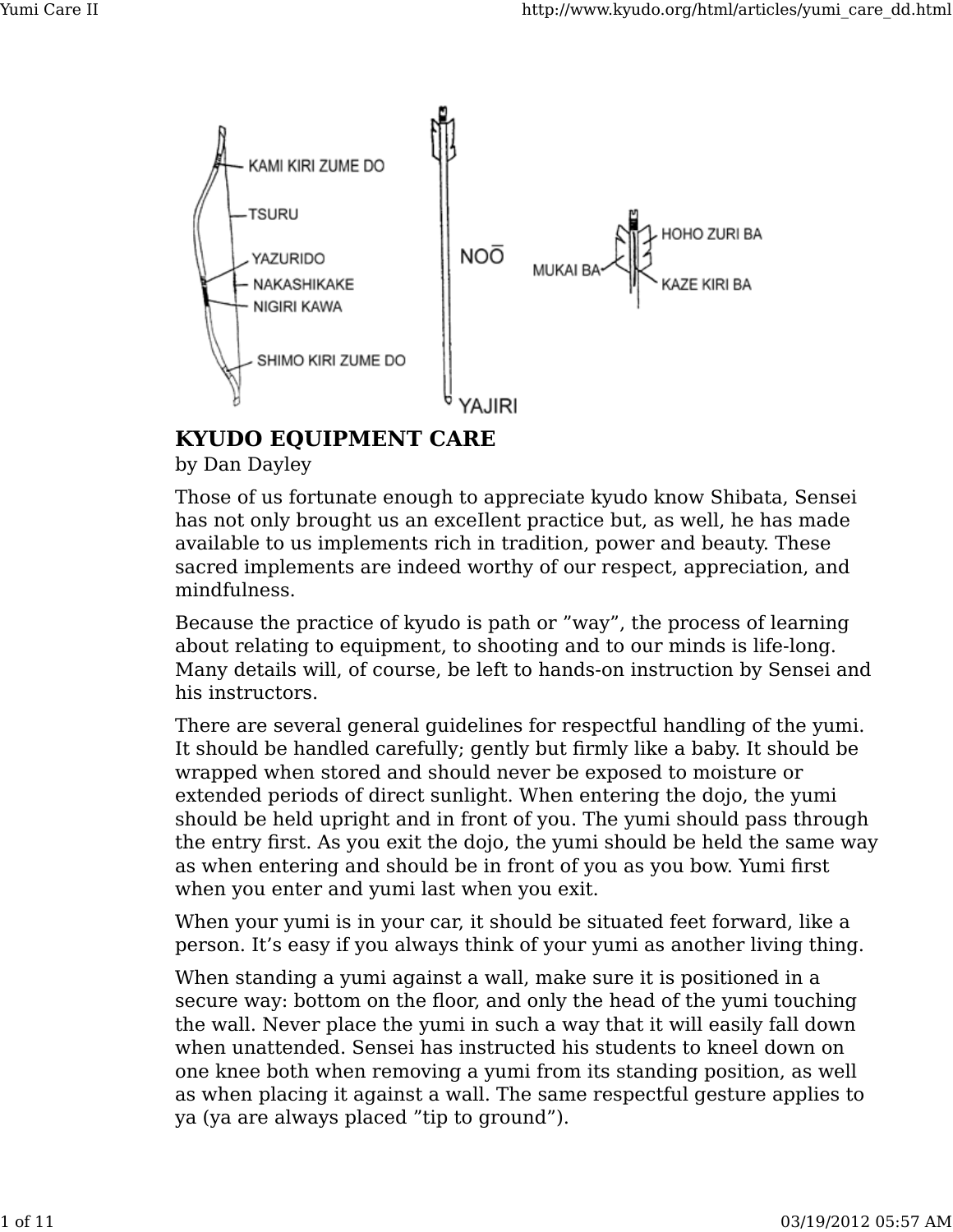KAMI KIRI ZUME DO

TSURU

YAZURIDO

NAKASHIKAKE

NIGIRI KAWA

SHIMO KIRI ZUME DO

NOŌ

YAJIRI

HOHO ZURI BA

MUKAI BA

KAZE KIRI BA

## KYUDO EQUIPMENT CARE

by Dan Dayley

Those of us fortunate enough to appreciate kyudo know Shibata, Sensei has not only brought us an exceIlent practice but, as well, he has made available to us implements rich in tradition, power and beauty. These sacred implements are indeed worthy of our respect, appreciation, and mindfulness.

Because the practice of kyudo is path or "way", the process of learning about relating to equipment, to shooting and to our minds is life-long. Many details will, of course, be left to hands-on instruction by Sensei and his instructors.

There are several general guidelines for respectful handling of the yumi. It should be handled carefully; gently but firmly like a baby. It should be wrapped when stored and should never be exposed to moisture or extended periods of direct sunlight. When entering the dojo, the yumi should be held upright and in front of you. The yumi should pass through the entry first. As you exit the dojo, the yumi should be held the same way as when entering and should be in front of you as you bow. Yumi first when you enter and yumi last when you exit.

When your yumi is in your car, it should be situated feet forward, like a person. It's easy if you always think of your yumi as another living thing.

When standing a yumi against a wall, make sure it is positioned in a secure way: bottom on the floor, and only the head of the yumi touching the wall. Never place the yumi in such a way that it will easily fall down when unattended. Sensei has instructed his students to kneel down on one knee both when removing a yumi from its standing position, as well as when placing it against a wall. The same respectful gesture applies to ya (ya are always placed "tip to ground").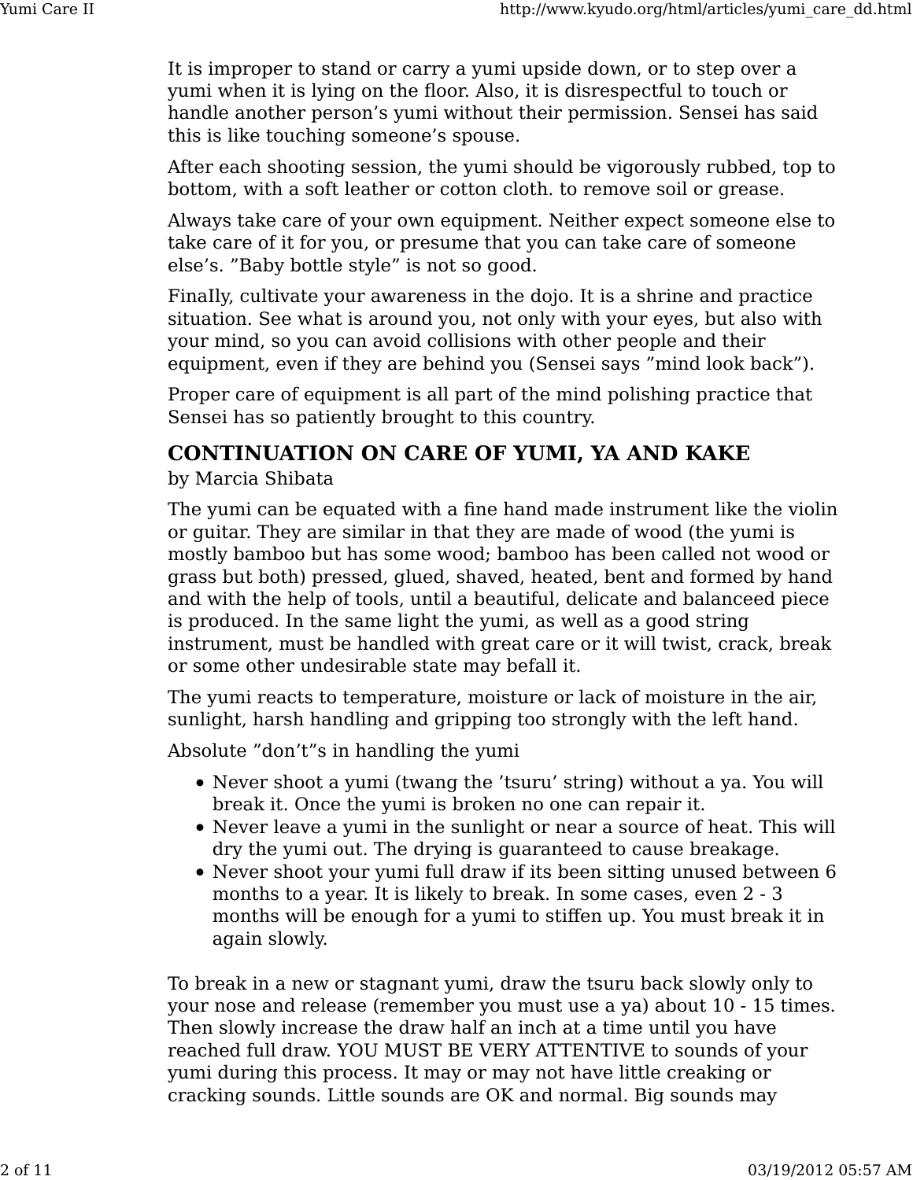It is improper to stand or carry a yumi upside down, or to step over a yumi when it is lying on the floor. Also, it is disrespectful to touch or handle another person’s yumi without their permission. Sensei has said this is like touching someone’s spouse.

After each shooting session, the yumi should be vigorously rubbed, top to bottom, with a soft leather or cotton cloth. to remove soil or grease.

Always take care of your own equipment. Neither expect someone else to take care of it for you, or presume that you can take care of someone else’s. ”Baby bottle style” is not so good.

FinaIly, cultivate your awareness in the dojo. It is a shrine and practice situation. See what is around you, not only with your eyes, but also with your mind, so you can avoid collisions with other people and their equipment, even if they are behind you (Sensei says ”mind look back”).

Proper care of equipment is all part of the mind polishing practice that Sensei has so patiently brought to this country.

## CONTINUATION ON CARE OF YUMI, YA AND KAKE

by Marcia Shibata

The yumi can be equated with a fine hand made instrument like the violin or guitar. They are similar in that they are made of wood (the yumi is mostly bamboo but has some wood; bamboo has been called not wood or grass but both) pressed, glued, shaved, heated, bent and formed by hand and with the help of tools, until a beautiful, delicate and balanceed piece is produced. In the same light the yumi, as well as a good string instrument, must be handled with great care or it will twist, crack, break or some other undesirable state may befall it.

The yumi reacts to temperature, moisture or lack of moisture in the air, sunlight, harsh handling and gripping too strongly with the left hand.

Absolute ”don’t”s in handling the yumi

- Never shoot a yumi (twang the ’tsuru’ string) without a ya. You will break it. Once the yumi is broken no one can repair it.
- Never leave a yumi in the sunlight or near a source of heat. This will dry the yumi out. The drying is guaranteed to cause breakage.
- Never shoot your yumi full draw if its been sitting unused between 6 months to a year. It is likely to break. In some cases, even 2 - 3 months will be enough for a yumi to stiffen up. You must break it in again slowly.

To break in a new or stagnant yumi, draw the tsuru back slowly only to your nose and release (remember you must use a ya) about 10 - 15 times. Then slowly increase the draw half an inch at a time until you have reached full draw. YOU MUST BE VERY ATTENTIVE to sounds of your yumi during this process. It may or may not have little creaking or cracking sounds. Little sounds are OK and normal. Big sounds may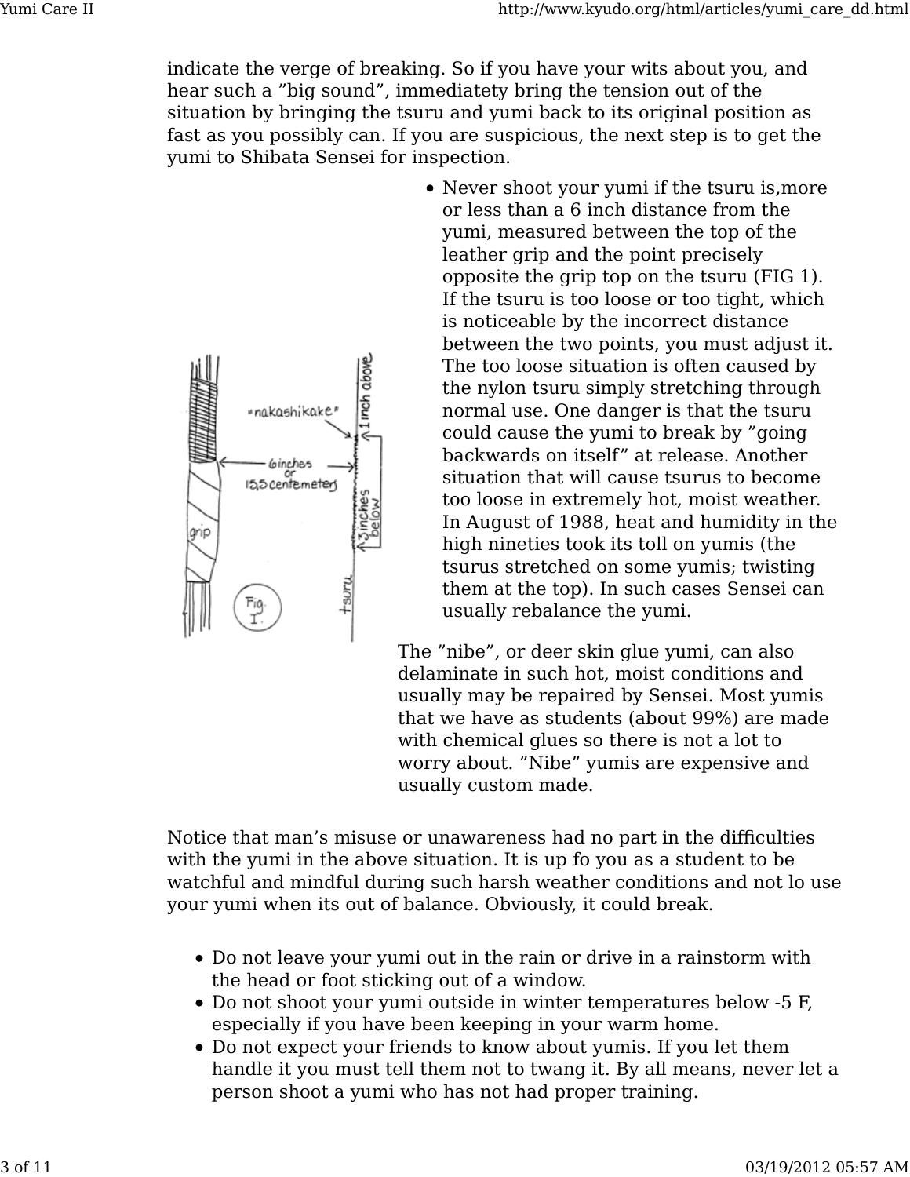indicate the verge of breaking. So if you have your wits about you, and hear such a "big sound", immediatety bring the tension out of the situation by bringing the tsuru and yumi back to its original position as fast as you possibly can. If you are suspicious, the next step is to get the yumi to Shibata Sensei for inspection.

- Never shoot your yumi if the tsuru is,more or less than a 6 inch distance from the yumi, measured between the top of the leather grip and the point precisely opposite the grip top on the tsuru (FIG 1). If the tsuru is too loose or too tight, which is noticeable by the incorrect distance between the two points, you must adjust it. The too loose situation is often caused by the nylon tsuru simply stretching through normal use. One danger is that the tsuru could cause the yumi to break by "going backwards on itself" at release. Another situation that will cause tsurus to become too loose in extremely hot, moist weather. In August of 1988, heat and humidity in the high nineties took its toll on yumis (the tsurus stretched on some yumis; twisting them at the top). In such cases Sensei can usually rebalance the yumi.

The "nibe", or deer skin glue yumi, can also delaminate in such hot, moist conditions and usually may be repaired by Sensei. Most yumis that we have as students (about 99%) are made with chemical glues so there is not a lot to worry about. "Nibe" yumis are expensive and usually custom made.

Notice that man's misuse or unawareness had no part in the difficulties with the yumi in the above situation. It is up fo you as a student to be watchful and mindful during such harsh weather conditions and not lo use your yumi when its out of balance. Obviously, it could break.

- Do not leave your yumi out in the rain or drive in a rainstorm with the head or foot sticking out of a window.
- Do not shoot your yumi outside in winter temperatures below -5 F, especially if you have been keeping in your warm home.
- Do not expect your friends to know about yumis. If you let them handle it you must tell them not to twang it. By all means, never let a person shoot a yumi who has not had proper training.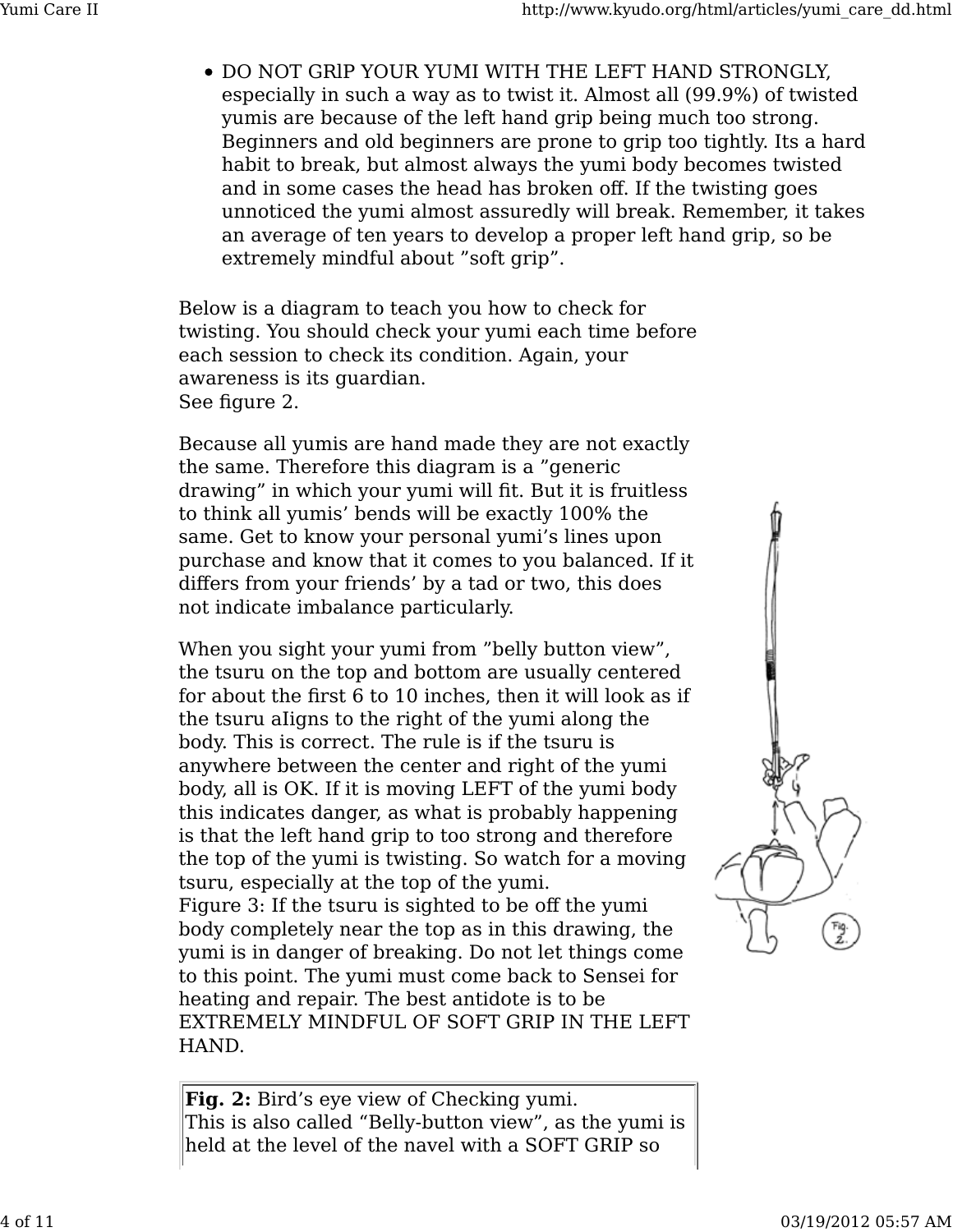- DO NOT GRlP YOUR YUMI WITH THE LEFT HAND STRONGLY, especially in such a way as to twist it. Almost all (99.9%) of twisted yumis are because of the left hand grip being much too strong. Beginners and old beginners are prone to grip too tightly. Its a hard habit to break, but almost always the yumi body becomes twisted and in some cases the head has broken off. If the twisting goes unnoticed the yumi almost assuredly will break. Remember, it takes an average of ten years to develop a proper left hand grip, so be extremely mindful about "soft grip".

Below is a diagram to teach you how to check for twisting. You should check your yumi each time before each session to check its condition. Again, your awareness is its guardian.
See figure 2.

Because all yumis are hand made they are not exactly the same. Therefore this diagram is a "generic drawing" in which your yumi will fit. But it is fruitless to think all yumis' bends will be exactly 100% the same. Get to know your personal yumi's lines upon purchase and know that it comes to you balanced. If it differs from your friends' by a tad or two, this does not indicate imbalance particularly.

When you sight your yumi from "belly button view", the tsuru on the top and bottom are usually centered for about the first 6 to 10 inches, then it will look as if the tsuru aIigns to the right of the yumi along the body. This is correct. The rule is if the tsuru is anywhere between the center and right of the yumi body, all is OK. If it is moving LEFT of the yumi body this indicates danger, as what is probably happening is that the left hand grip to too strong and therefore the top of the yumi is twisting. So watch for a moving tsuru, especially at the top of the yumi.
Figure 3: If the tsuru is sighted to be off the yumi body completely near the top as in this drawing, the yumi is in danger of breaking. Do not let things come to this point. The yumi must come back to Sensei for heating and repair. The best antidote is to be EXTREMELY MINDFUL OF SOFT GRIP IN THE LEFT HAND.

**Fig. 2:** Bird's eye view of Checking yumi.
This is also called "Belly-button view", as the yumi is held at the level of the navel with a SOFT GRIP so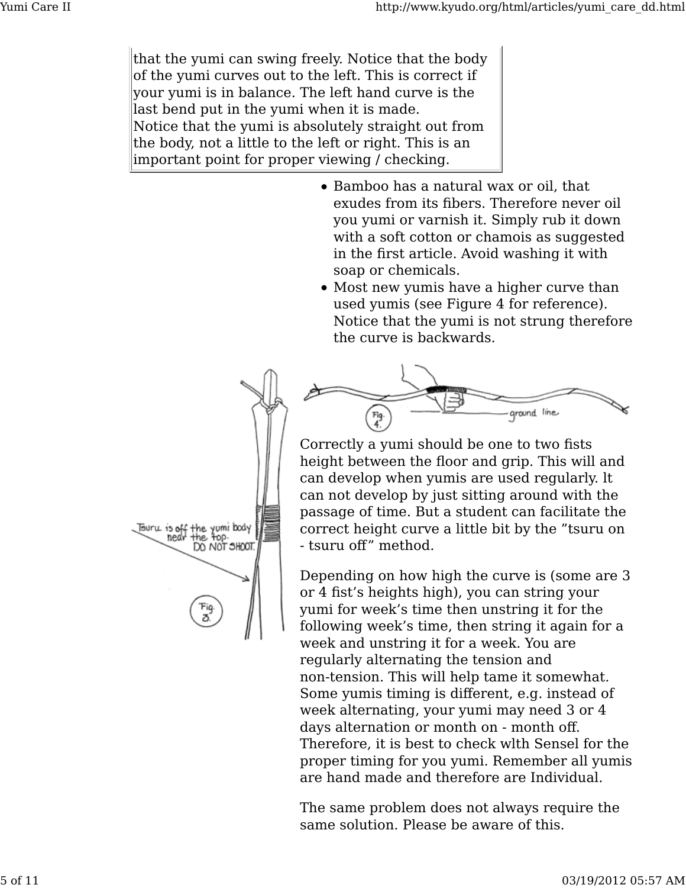that the yumi can swing freely. Notice that the body of the yumi curves out to the left. This is correct if your yumi is in balance. The left hand curve is the last bend put in the yumi when it is made.
Notice that the yumi is absolutely straight out from the body, not a little to the left or right. This is an important point for proper viewing / checking.

- Bamboo has a natural wax or oil, that exudes from its fibers. Therefore never oil you yumi or varnish it. Simply rub it down with a soft cotton or chamois as suggested in the first article. Avoid washing it with soap or chemicals.
- Most new yumis have a higher curve than used yumis (see Figure 4 for reference). Notice that the yumi is not strung therefore the curve is backwards.

Tsuru is off the yumi body near the top. DO NOT SHOOT.

Fig. 3.

Fig. 4.

ground line

Correctly a yumi should be one to two fists height between the floor and grip. This will and can develop when yumis are used regularly. lt can not develop by just sitting around with the passage of time. But a student can facilitate the correct height curve a little bit by the "tsuru on - tsuru off" method.

Depending on how high the curve is (some are 3 or 4 fist's heights high), you can string your yumi for week's time then unstring it for the following week's time, then string it again for a week and unstring it for a week. You are regularly alternating the tension and non-tension. This will help tame it somewhat. Some yumis timing is different, e.g. instead of week alternating, your yumi may need 3 or 4 days alternation or month on - month off. Therefore, it is best to check wlth Sensel for the proper timing for you yumi. Remember all yumis are hand made and therefore are Individual.

The same problem does not always require the same solution. Please be aware of this.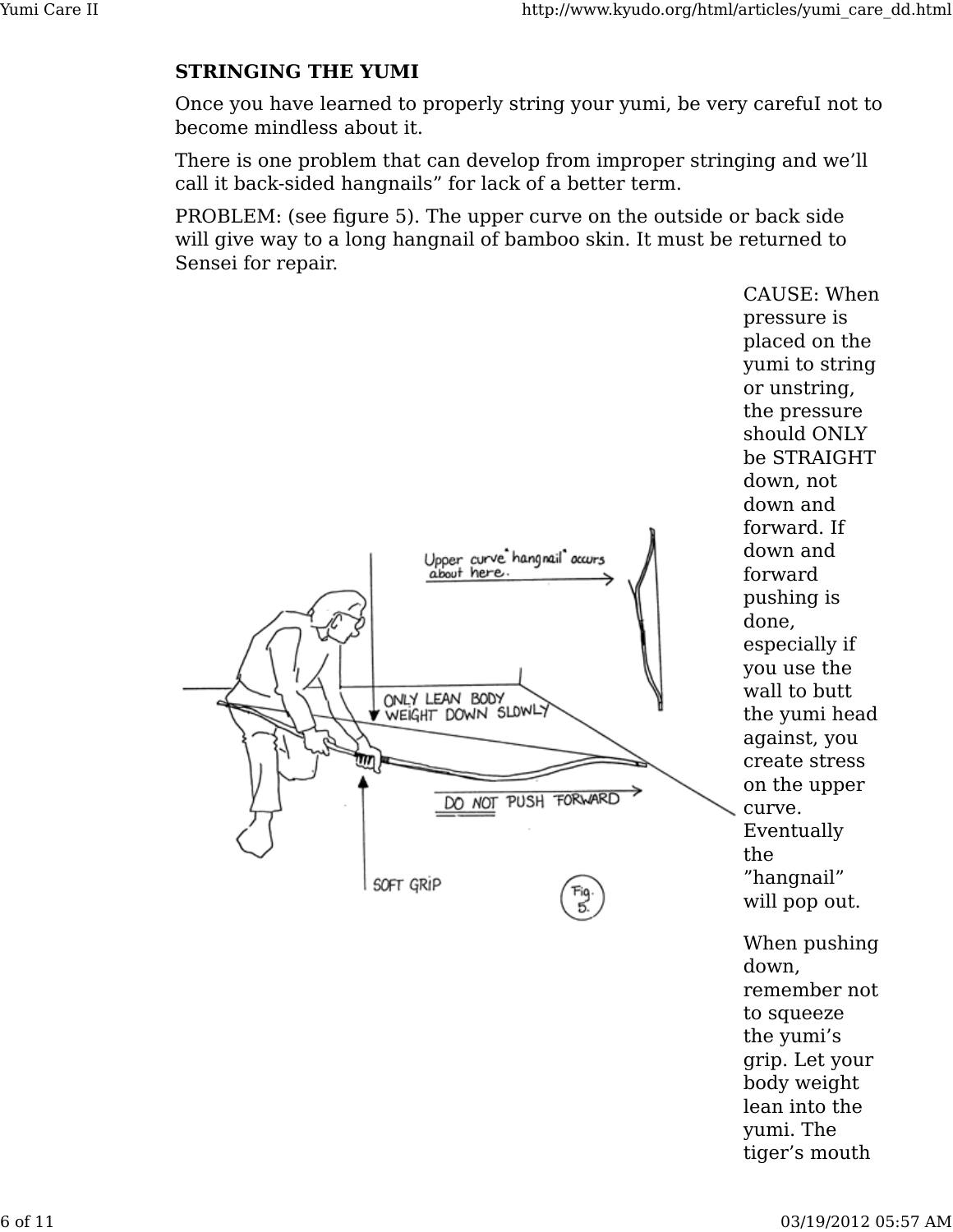**STRINGING THE YUMI**

Once you have learned to properly string your yumi, be very carefuI not to become mindless about it.

There is one problem that can develop from improper stringing and we'll call it back-sided hangnails" for lack of a better term.

PROBLEM: (see figure 5). The upper curve on the outside or back side will give way to a long hangnail of bamboo skin. It must be returned to Sensei for repair.

CAUSE: When pressure is placed on the yumi to string or unstring, the pressure should ONLY be STRAIGHT down, not down and forward. If down and forward pushing is done, especially if you use the wall to butt the yumi head against, you create stress on the upper curve. Eventually the "hangnail" will pop out.

When pushing down, remember not to squeeze the yumi's grip. Let your body weight lean into the yumi. The tiger's mouth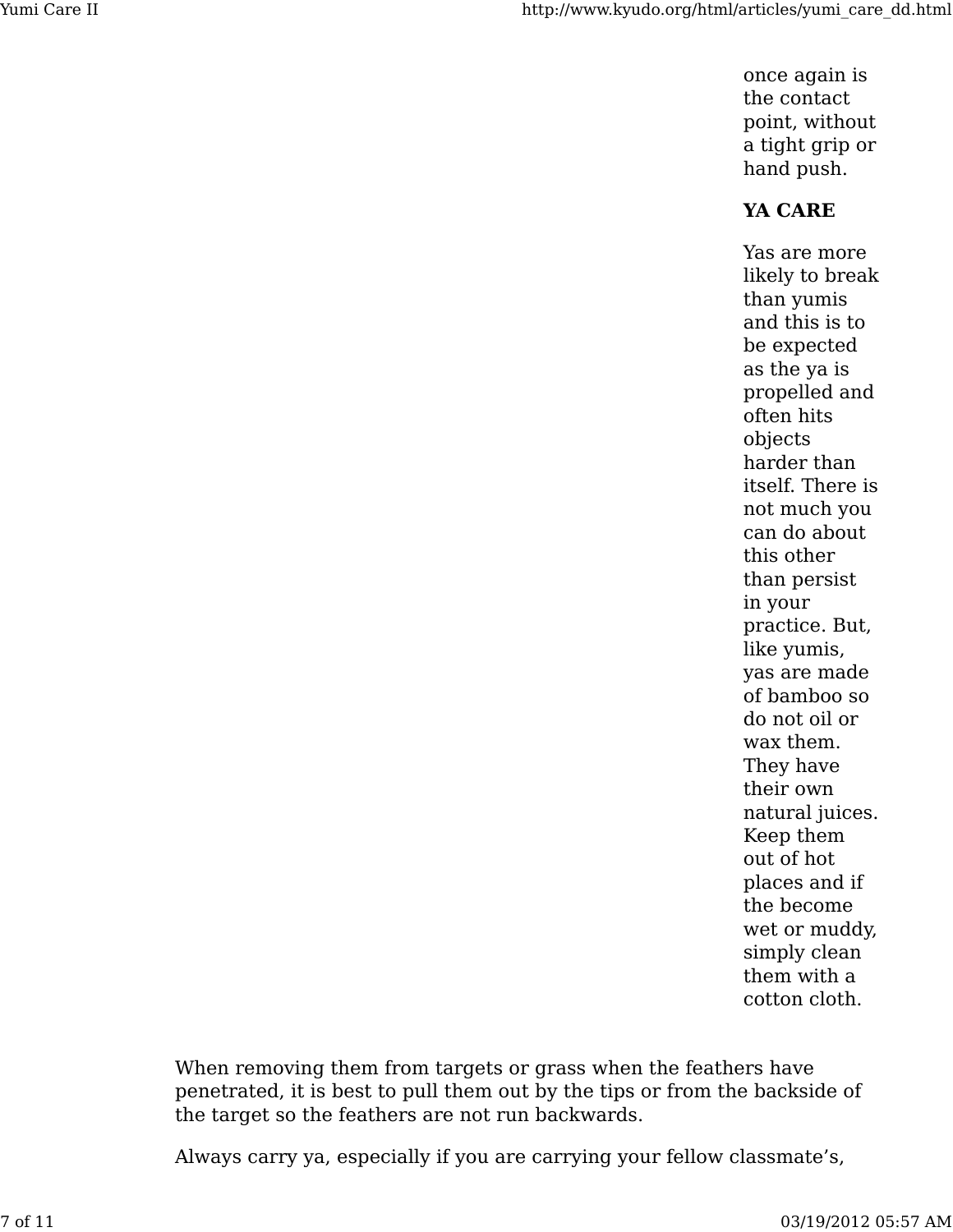once again is the contact point, without a tight grip or hand push.

**YA CARE**

Yas are more likely to break than yumis and this is to be expected as the ya is propelled and often hits objects harder than itself. There is not much you can do about this other than persist in your practice. But, like yumis, yas are made of bamboo so do not oil or wax them. They have their own natural juices. Keep them out of hot places and if the become wet or muddy, simply clean them with a cotton cloth.

When removing them from targets or grass when the feathers have penetrated, it is best to pull them out by the tips or from the backside of the target so the feathers are not run backwards.

Always carry ya, especially if you are carrying your fellow classmate’s,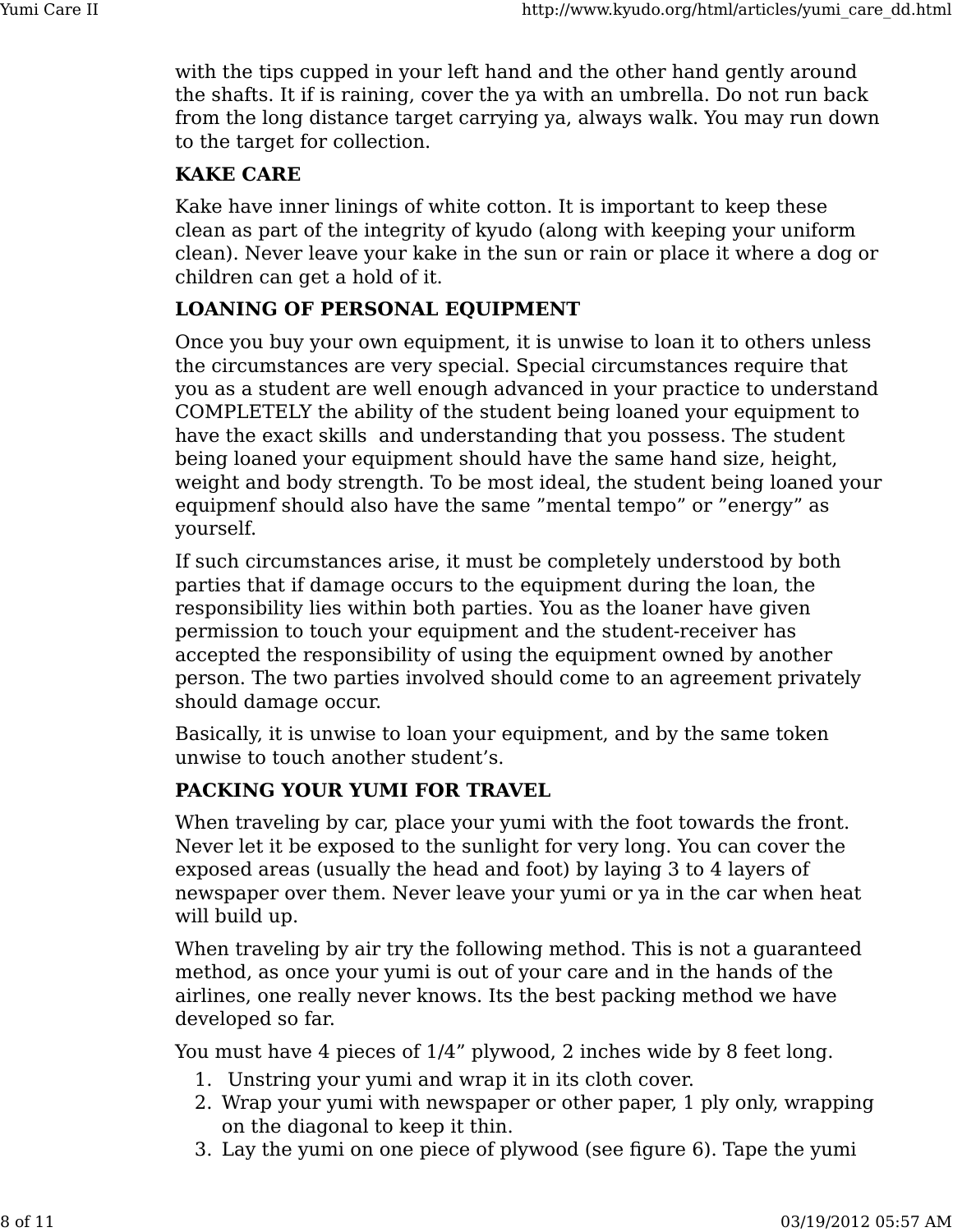with the tips cupped in your left hand and the other hand gently around the shafts. It if is raining, cover the ya with an umbrella. Do not run back from the long distance target carrying ya, always walk. You may run down to the target for collection.

**KAKE CARE**

Kake have inner linings of white cotton. It is important to keep these clean as part of the integrity of kyudo (along with keeping your uniform clean). Never leave your kake in the sun or rain or place it where a dog or children can get a hold of it.

**LOANING OF PERSONAL EQUIPMENT**

Once you buy your own equipment, it is unwise to loan it to others unless the circumstances are very special. Special circumstances require that you as a student are well enough advanced in your practice to understand COMPLETELY the ability of the student being loaned your equipment to have the exact skills  and understanding that you possess. The student being loaned your equipment should have the same hand size, height, weight and body strength. To be most ideal, the student being loaned your equipmenf should also have the same "mental tempo" or "energy" as yourself.

If such circumstances arise, it must be completely understood by both parties that if damage occurs to the equipment during the loan, the responsibility lies within both parties. You as the loaner have given permission to touch your equipment and the student-receiver has accepted the responsibility of using the equipment owned by another person. The two parties involved should come to an agreement privately should damage occur.

Basically, it is unwise to loan your equipment, and by the same token unwise to touch another student's.

**PACKING YOUR YUMI FOR TRAVEL**

When traveling by car, place your yumi with the foot towards the front. Never let it be exposed to the sunlight for very long. You can cover the exposed areas (usually the head and foot) by laying 3 to 4 layers of newspaper over them. Never leave your yumi or ya in the car when heat will build up.

When traveling by air try the following method. This is not a guaranteed method, as once your yumi is out of your care and in the hands of the airlines, one really never knows. Its the best packing method we have developed so far.

You must have 4 pieces of 1/4" plywood, 2 inches wide by 8 feet long.

1. Unstring your yumi and wrap it in its cloth cover.
2. Wrap your yumi with newspaper or other paper, 1 ply only, wrapping on the diagonal to keep it thin.
3. Lay the yumi on one piece of plywood (see figure 6). Tape the yumi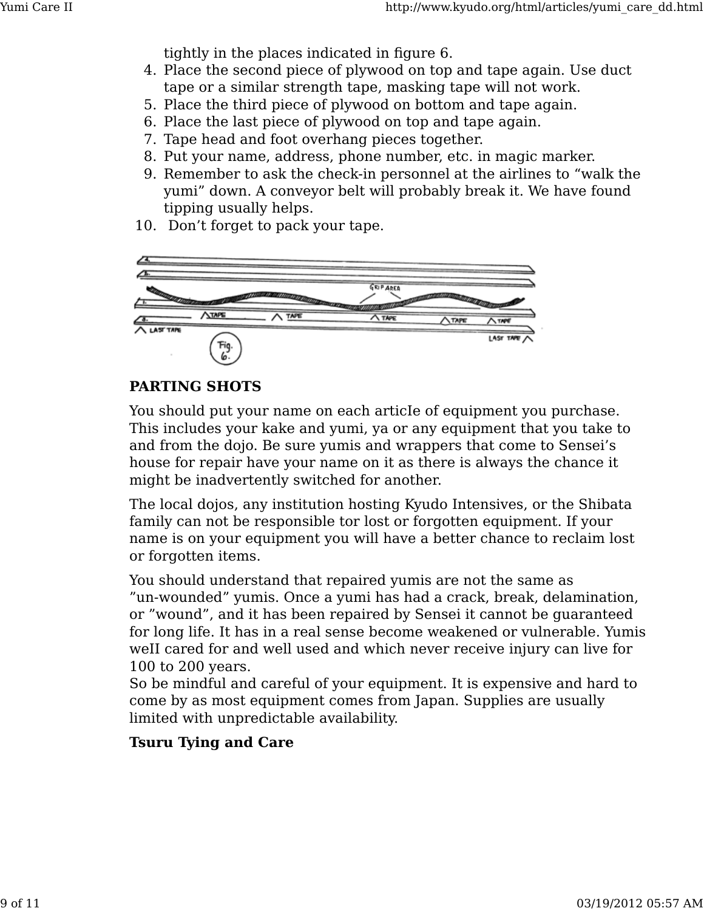tightly in the places indicated in figure 6.

4. Place the second piece of plywood on top and tape again. Use duct tape or a similar strength tape, masking tape will not work.
5. Place the third piece of plywood on bottom and tape again.
6. Place the last piece of plywood on top and tape again.
7. Tape head and foot overhang pieces together.
8. Put your name, address, phone number, etc. in magic marker.
9. Remember to ask the check-in personnel at the airlines to “walk the yumi” down. A conveyor belt will probably break it. We have found tipping usually helps.
10. Don’t forget to pack your tape.

**PARTING SHOTS**

You should put your name on each articIe of equipment you purchase. This includes your kake and yumi, ya or any equipment that you take to and from the dojo. Be sure yumis and wrappers that come to Sensei’s house for repair have your name on it as there is always the chance it might be inadvertently switched for another.

The local dojos, any institution hosting Kyudo Intensives, or the Shibata family can not be responsible tor lost or forgotten equipment. If your name is on your equipment you will have a better chance to reclaim lost or forgotten items.

You should understand that repaired yumis are not the same as ”un-wounded” yumis. Once a yumi has had a crack, break, delamination, or ”wound”, and it has been repaired by Sensei it cannot be guaranteed for long life. It has in a real sense become weakened or vulnerable. Yumis weII cared for and well used and which never receive injury can live for 100 to 200 years.
So be mindful and careful of your equipment. It is expensive and hard to come by as most equipment comes from Japan. Supplies are usually limited with unpredictable availability.

**Tsuru Tying and Care**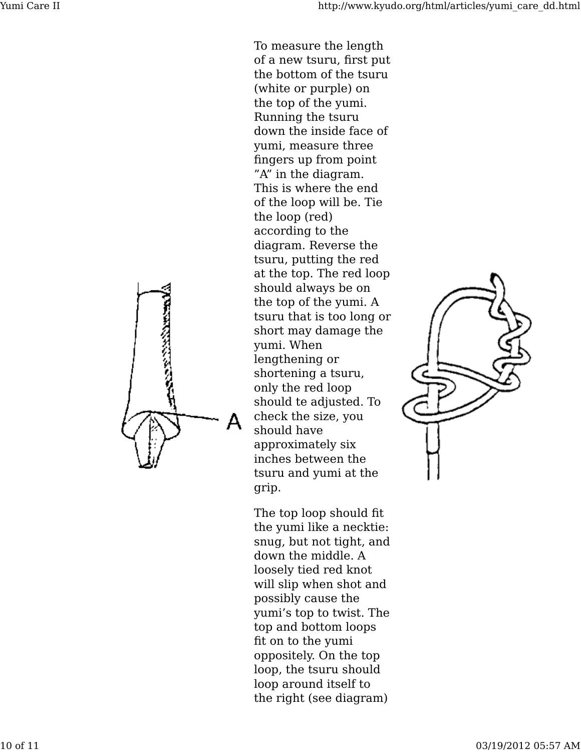To measure the length of a new tsuru, first put the bottom of the tsuru (white or purple) on the top of the yumi. Running the tsuru down the inside face of yumi, measure three fingers up from point ”A” in the diagram. This is where the end of the loop will be. Tie the loop (red) according to the diagram. Reverse the tsuru, putting the red at the top. The red loop should always be on the top of the yumi. A tsuru that is too long or short may damage the yumi. When lengthening or shortening a tsuru, only the red loop should te adjusted. To check the size, you should have approximately six inches between the tsuru and yumi at the grip.

The top loop should fit the yumi like a necktie: snug, but not tight, and down the middle. A loosely tied red knot will slip when shot and possibly cause the yumi’s top to twist. The top and bottom loops fit on to the yumi oppositely. On the top loop, the tsuru should loop around itself to the right (see diagram)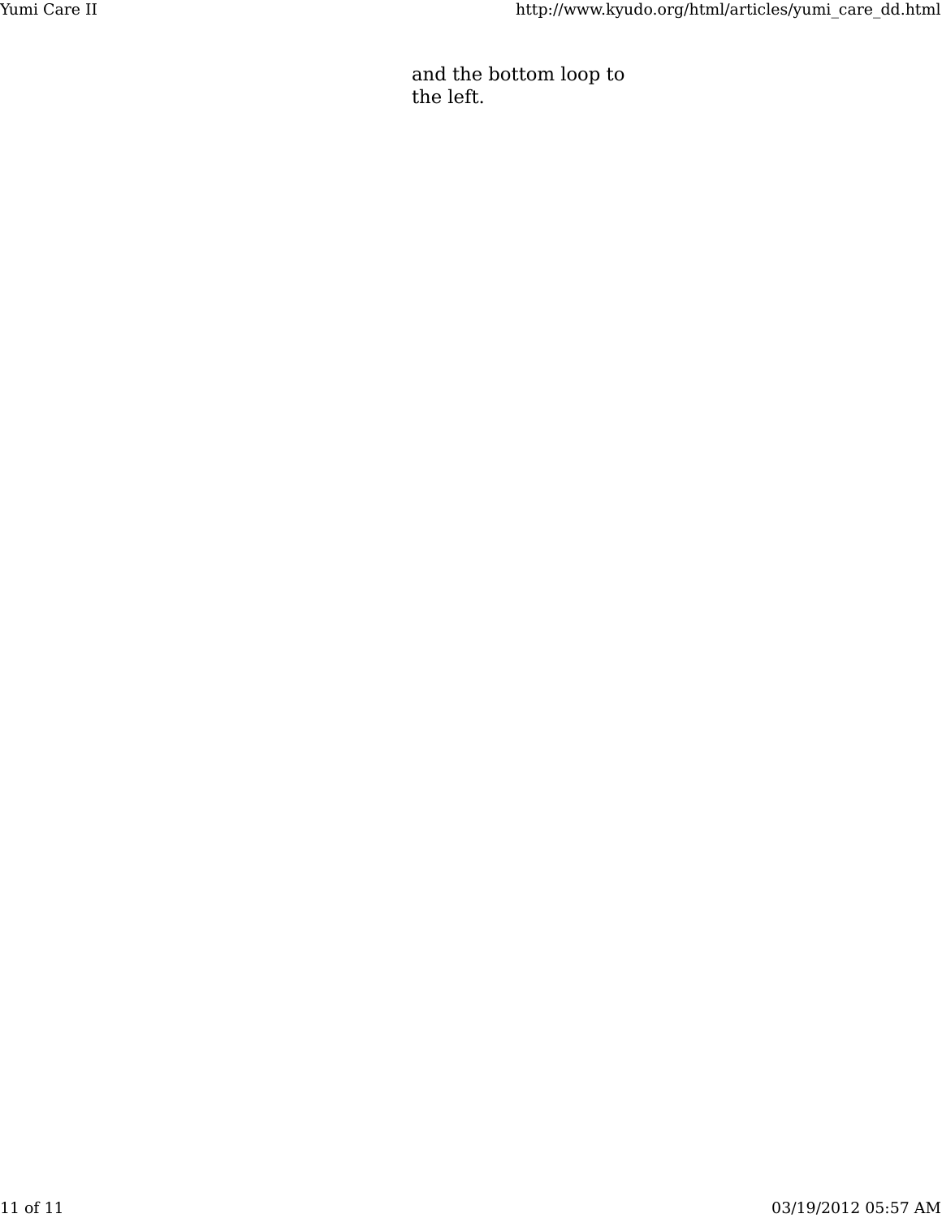and the bottom loop to the left.